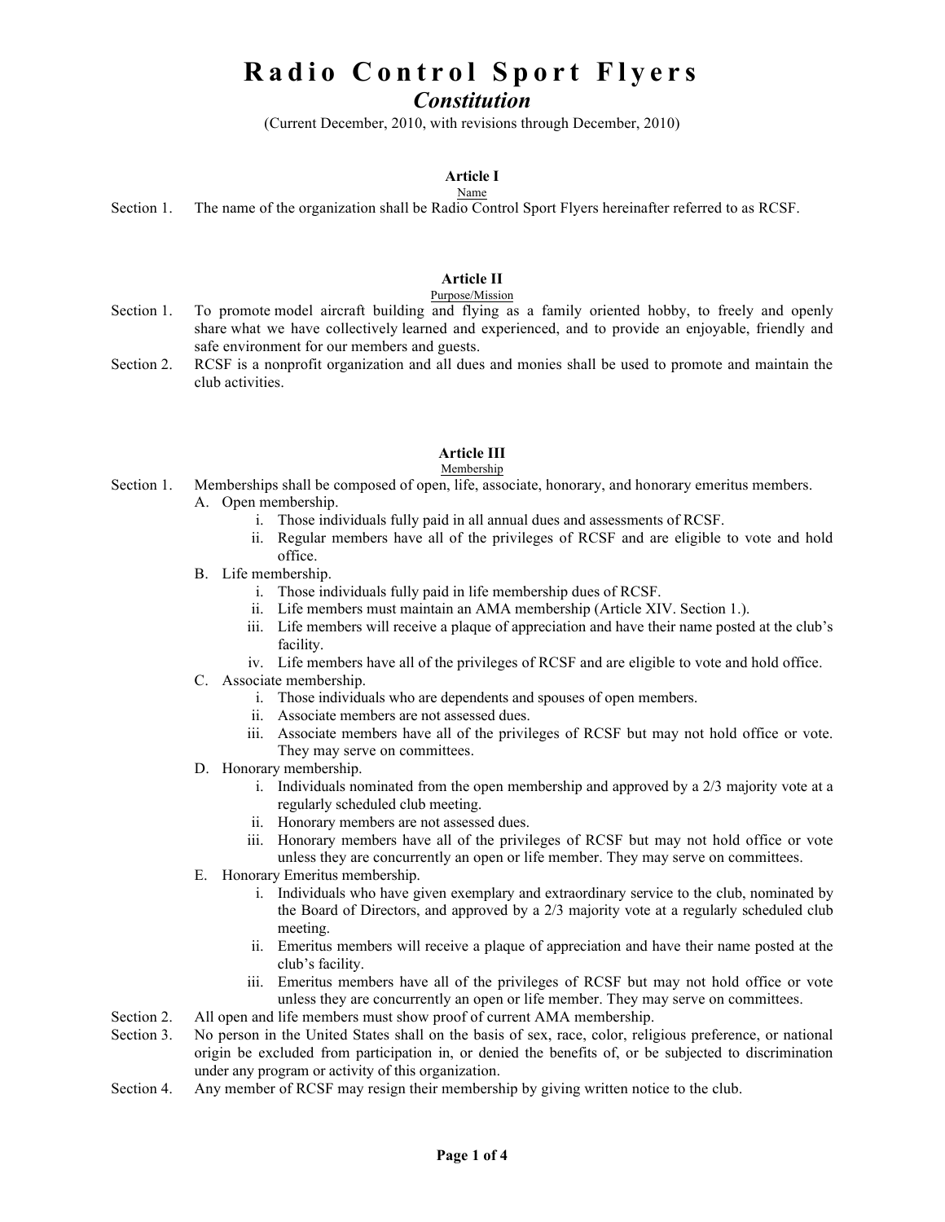# Radio Control Sport Flyers

## *Constitution*

(Current December, 2010, with revisions through December, 2010)

### Article I

Name

Section 1. The name of the organization shall be Radio Control Sport Flyers hereinafter referred to as RCSF.

### Article II

Purpose/Mission

Section 1. To promote model aircraft building and flying as a family oriented hobby, to freely and openly share what we have collectively learned and experienced, and to provide an enjoyable, friendly and safe environment for our members and guests.

Section 2. RCSF is a nonprofit organization and all dues and monies shall be used to promote and maintain the club activities.

### Article III

Membership

Section 1. Memberships shall be composed of open, life, associate, honorary, and honorary emeritus members.

- A. Open membership.
  - i. Those individuals fully paid in all annual dues and assessments of RCSF.
  - ii. Regular members have all of the privileges of RCSF and are eligible to vote and hold office.
- B. Life membership.
  - i. Those individuals fully paid in life membership dues of RCSF.
  - ii. Life members must maintain an AMA membership (Article XIV. Section 1.).
  - iii. Life members will receive a plaque of appreciation and have their name posted at the club's facility.
  - iv. Life members have all of the privileges of RCSF and are eligible to vote and hold office.
- C. Associate membership.
  - i. Those individuals who are dependents and spouses of open members.
  - ii. Associate members are not assessed dues.
  - iii. Associate members have all of the privileges of RCSF but may not hold office or vote. They may serve on committees.
- D. Honorary membership.
  - i. Individuals nominated from the open membership and approved by a 2/3 majority vote at a regularly scheduled club meeting.
  - ii. Honorary members are not assessed dues.
  - iii. Honorary members have all of the privileges of RCSF but may not hold office or vote unless they are concurrently an open or life member. They may serve on committees.
- E. Honorary Emeritus membership.
  - i. Individuals who have given exemplary and extraordinary service to the club, nominated by the Board of Directors, and approved by a 2/3 majority vote at a regularly scheduled club meeting.
  - ii. Emeritus members will receive a plaque of appreciation and have their name posted at the club's facility.
  - iii. Emeritus members have all of the privileges of RCSF but may not hold office or vote unless they are concurrently an open or life member. They may serve on committees.

Section 2. All open and life members must show proof of current AMA membership.

Section 3. No person in the United States shall on the basis of sex, race, color, religious preference, or national origin be excluded from participation in, or denied the benefits of, or be subjected to discrimination under any program or activity of this organization.

Section 4. Any member of RCSF may resign their membership by giving written notice to the club.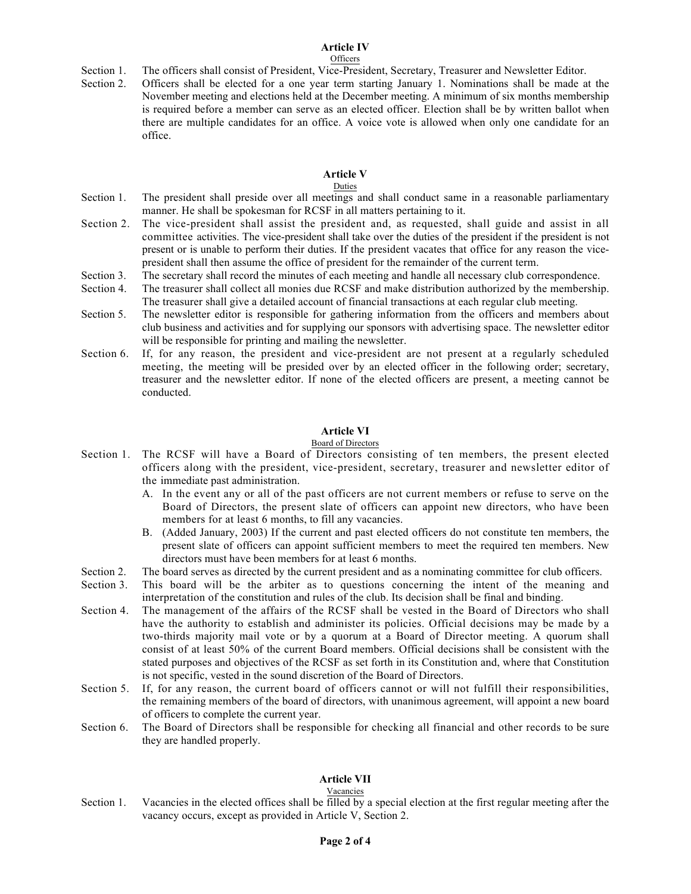## Article IV

Officers

Section 1. The officers shall consist of President, Vice-President, Secretary, Treasurer and Newsletter Editor.

Section 2. Officers shall be elected for a one year term starting January 1. Nominations shall be made at the November meeting and elections held at the December meeting. A minimum of six months membership is required before a member can serve as an elected officer. Election shall be by written ballot when there are multiple candidates for an office. A voice vote is allowed when only one candidate for an office.

## Article V

Duties

Section 1. The president shall preside over all meetings and shall conduct same in a reasonable parliamentary manner. He shall be spokesman for RCSF in all matters pertaining to it.

Section 2. The vice-president shall assist the president and, as requested, shall guide and assist in all committee activities. The vice-president shall take over the duties of the president if the president is not present or is unable to perform their duties. If the president vacates that office for any reason the vice-president shall then assume the office of president for the remainder of the current term.

Section 3. The secretary shall record the minutes of each meeting and handle all necessary club correspondence.

Section 4. The treasurer shall collect all monies due RCSF and make distribution authorized by the membership. The treasurer shall give a detailed account of financial transactions at each regular club meeting.

Section 5. The newsletter editor is responsible for gathering information from the officers and members about club business and activities and for supplying our sponsors with advertising space. The newsletter editor will be responsible for printing and mailing the newsletter.

Section 6. If, for any reason, the president and vice-president are not present at a regularly scheduled meeting, the meeting will be presided over by an elected officer in the following order; secretary, treasurer and the newsletter editor. If none of the elected officers are present, a meeting cannot be conducted.

## Article VI

Board of Directors

Section 1. The RCSF will have a Board of Directors consisting of ten members, the present elected officers along with the president, vice-president, secretary, treasurer and newsletter editor of the immediate past administration.

A. In the event any or all of the past officers are not current members or refuse to serve on the Board of Directors, the present slate of officers can appoint new directors, who have been members for at least 6 months, to fill any vacancies.

B. (Added January, 2003) If the current and past elected officers do not constitute ten members, the present slate of officers can appoint sufficient members to meet the required ten members. New directors must have been members for at least 6 months.

Section 2. The board serves as directed by the current president and as a nominating committee for club officers.

Section 3. This board will be the arbiter as to questions concerning the intent of the meaning and interpretation of the constitution and rules of the club. Its decision shall be final and binding.

Section 4. The management of the affairs of the RCSF shall be vested in the Board of Directors who shall have the authority to establish and administer its policies. Official decisions may be made by a two-thirds majority mail vote or by a quorum at a Board of Director meeting. A quorum shall consist of at least 50% of the current Board members. Official decisions shall be consistent with the stated purposes and objectives of the RCSF as set forth in its Constitution and, where that Constitution is not specific, vested in the sound discretion of the Board of Directors.

Section 5. If, for any reason, the current board of officers cannot or will not fulfill their responsibilities, the remaining members of the board of directors, with unanimous agreement, will appoint a new board of officers to complete the current year.

Section 6. The Board of Directors shall be responsible for checking all financial and other records to be sure they are handled properly.

## Article VII

Vacancies

Section 1. Vacancies in the elected offices shall be filled by a special election at the first regular meeting after the vacancy occurs, except as provided in Article V, Section 2.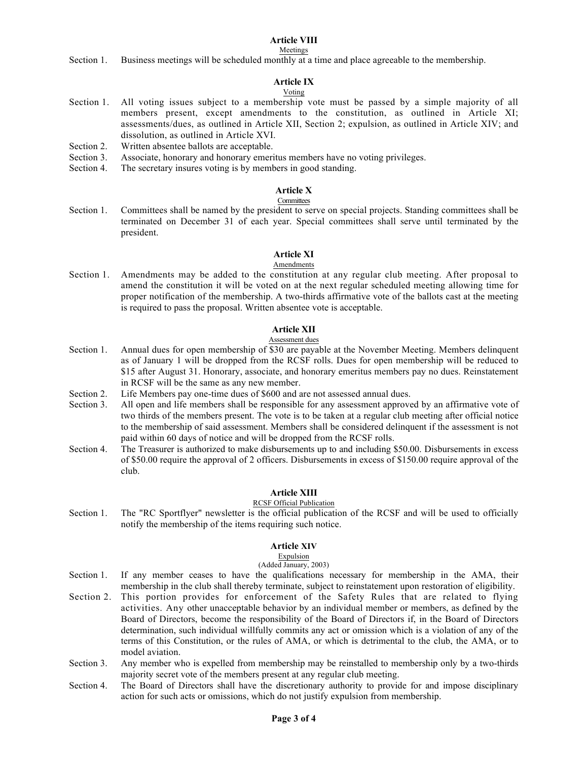## Article VIII

Meetings

Section 1. Business meetings will be scheduled monthly at a time and place agreeable to the membership.

## Article IX

Voting

Section 1. All voting issues subject to a membership vote must be passed by a simple majority of all members present, except amendments to the constitution, as outlined in Article XI; assessments/dues, as outlined in Article XII, Section 2; expulsion, as outlined in Article XIV; and dissolution, as outlined in Article XVI.

Section 2. Written absentee ballots are acceptable.

Section 3. Associate, honorary and honorary emeritus members have no voting privileges.

Section 4. The secretary insures voting is by members in good standing.

## Article X

Committees

Section 1. Committees shall be named by the president to serve on special projects. Standing committees shall be terminated on December 31 of each year. Special committees shall serve until terminated by the president.

## Article XI

Amendments

Section 1. Amendments may be added to the constitution at any regular club meeting. After proposal to amend the constitution it will be voted on at the next regular scheduled meeting allowing time for proper notification of the membership. A two-thirds affirmative vote of the ballots cast at the meeting is required to pass the proposal. Written absentee vote is acceptable.

## Article XII

Assessment dues

Section 1. Annual dues for open membership of $30 are payable at the November Meeting. Members delinquent as of January 1 will be dropped from the RCSF rolls. Dues for open membership will be reduced to $15 after August 31. Honorary, associate, and honorary emeritus members pay no dues. Reinstatement in RCSF will be the same as any new member.

Section 2. Life Members pay one-time dues of $600 and are not assessed annual dues.

Section 3. All open and life members shall be responsible for any assessment approved by an affirmative vote of two thirds of the members present. The vote is to be taken at a regular club meeting after official notice to the membership of said assessment. Members shall be considered delinquent if the assessment is not paid within 60 days of notice and will be dropped from the RCSF rolls.

Section 4. The Treasurer is authorized to make disbursements up to and including $50.00. Disbursements in excess of $50.00 require the approval of 2 officers. Disbursements in excess of $150.00 require approval of the club.

## Article XIII

RCSF Official Publication

Section 1. The "RC Sportflyer" newsletter is the official publication of the RCSF and will be used to officially notify the membership of the items requiring such notice.

## Article XIV

Expulsion

(Added January, 2003)

Section 1. If any member ceases to have the qualifications necessary for membership in the AMA, their membership in the club shall thereby terminate, subject to reinstatement upon restoration of eligibility.

Section 2. This portion provides for enforcement of the Safety Rules that are related to flying activities. Any other unacceptable behavior by an individual member or members, as defined by the Board of Directors, become the responsibility of the Board of Directors if, in the Board of Directors determination, such individual willfully commits any act or omission which is a violation of any of the terms of this Constitution, or the rules of AMA, or which is detrimental to the club, the AMA, or to model aviation.

Section 3. Any member who is expelled from membership may be reinstalled to membership only by a two-thirds majority secret vote of the members present at any regular club meeting.

Section 4. The Board of Directors shall have the discretionary authority to provide for and impose disciplinary action for such acts or omissions, which do not justify expulsion from membership.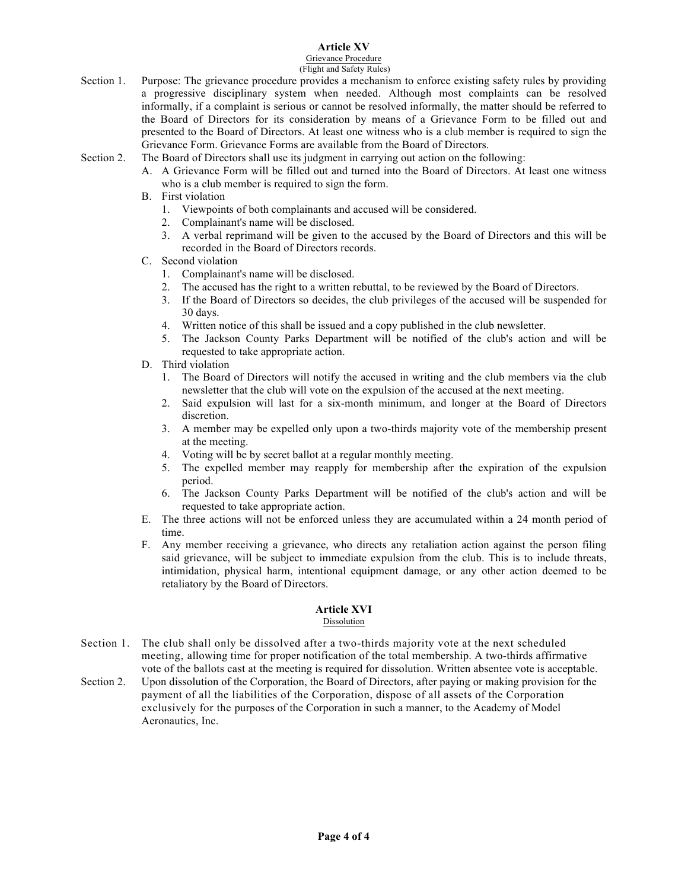## Article XV

Grievance Procedure
(Flight and Safety Rules)

Section 1. Purpose: The grievance procedure provides a mechanism to enforce existing safety rules by providing a progressive disciplinary system when needed. Although most complaints can be resolved informally, if a complaint is serious or cannot be resolved informally, the matter should be referred to the Board of Directors for its consideration by means of a Grievance Form to be filled out and presented to the Board of Directors. At least one witness who is a club member is required to sign the Grievance Form. Grievance Forms are available from the Board of Directors.

Section 2. The Board of Directors shall use its judgment in carrying out action on the following:

A. A Grievance Form will be filled out and turned into the Board of Directors. At least one witness who is a club member is required to sign the form.

B. First violation
   1. Viewpoints of both complainants and accused will be considered.
   2. Complainant's name will be disclosed.
   3. A verbal reprimand will be given to the accused by the Board of Directors and this will be recorded in the Board of Directors records.

C. Second violation
   1. Complainant's name will be disclosed.
   2. The accused has the right to a written rebuttal, to be reviewed by the Board of Directors.
   3. If the Board of Directors so decides, the club privileges of the accused will be suspended for 30 days.
   4. Written notice of this shall be issued and a copy published in the club newsletter.
   5. The Jackson County Parks Department will be notified of the club's action and will be requested to take appropriate action.

D. Third violation
   1. The Board of Directors will notify the accused in writing and the club members via the club newsletter that the club will vote on the expulsion of the accused at the next meeting.
   2. Said expulsion will last for a six-month minimum, and longer at the Board of Directors discretion.
   3. A member may be expelled only upon a two-thirds majority vote of the membership present at the meeting.
   4. Voting will be by secret ballot at a regular monthly meeting.
   5. The expelled member may reapply for membership after the expiration of the expulsion period.
   6. The Jackson County Parks Department will be notified of the club's action and will be requested to take appropriate action.

E. The three actions will not be enforced unless they are accumulated within a 24 month period of time.

F. Any member receiving a grievance, who directs any retaliation action against the person filing said grievance, will be subject to immediate expulsion from the club. This is to include threats, intimidation, physical harm, intentional equipment damage, or any other action deemed to be retaliatory by the Board of Directors.

## Article XVI

Dissolution

Section 1. The club shall only be dissolved after a two-thirds majority vote at the next scheduled meeting, allowing time for proper notification of the total membership. A two-thirds affirmative vote of the ballots cast at the meeting is required for dissolution. Written absentee vote is acceptable.

Section 2. Upon dissolution of the Corporation, the Board of Directors, after paying or making provision for the payment of all the liabilities of the Corporation, dispose of all assets of the Corporation exclusively for the purposes of the Corporation in such a manner, to the Academy of Model Aeronautics, Inc.